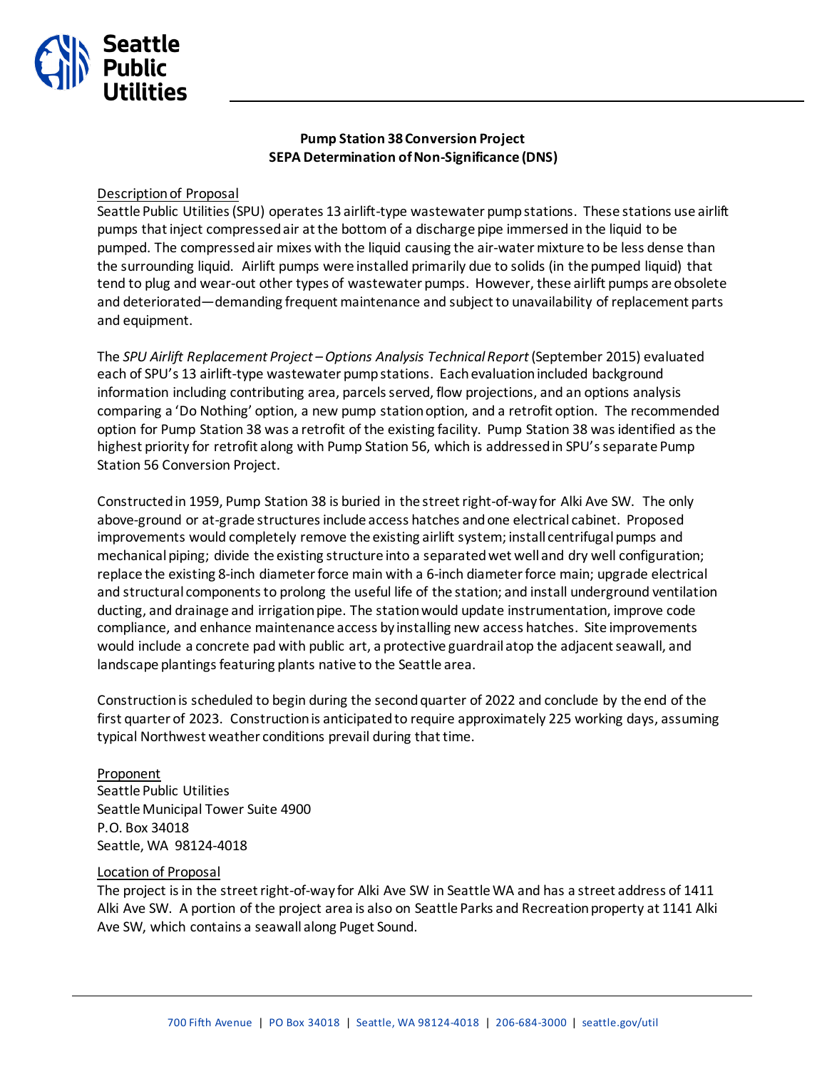Seattle Public Utilities

**Pump Station 38 Conversion Project**
**SEPA Determination of Non-Significance (DNS)**

Description of Proposal

Seattle Public Utilities (SPU) operates 13 airlift-type wastewater pump stations. These stations use airlift pumps that inject compressed air at the bottom of a discharge pipe immersed in the liquid to be pumped. The compressed air mixes with the liquid causing the air-water mixture to be less dense than the surrounding liquid. Airlift pumps were installed primarily due to solids (in the pumped liquid) that tend to plug and wear-out other types of wastewater pumps. However, these airlift pumps are obsolete and deteriorated—demanding frequent maintenance and subject to unavailability of replacement parts and equipment.

The *SPU Airlift Replacement Project – Options Analysis Technical Report* (September 2015) evaluated each of SPU's 13 airlift-type wastewater pump stations. Each evaluation included background information including contributing area, parcels served, flow projections, and an options analysis comparing a 'Do Nothing' option, a new pump station option, and a retrofit option. The recommended option for Pump Station 38 was a retrofit of the existing facility. Pump Station 38 was identified as the highest priority for retrofit along with Pump Station 56, which is addressed in SPU's separate Pump Station 56 Conversion Project.

Constructed in 1959, Pump Station 38 is buried in the street right-of-way for Alki Ave SW. The only above-ground or at-grade structures include access hatches and one electrical cabinet. Proposed improvements would completely remove the existing airlift system; install centrifugal pumps and mechanical piping; divide the existing structure into a separated wet well and dry well configuration; replace the existing 8-inch diameter force main with a 6-inch diameter force main; upgrade electrical and structural components to prolong the useful life of the station; and install underground ventilation ducting, and drainage and irrigation pipe. The station would update instrumentation, improve code compliance, and enhance maintenance access by installing new access hatches. Site improvements would include a concrete pad with public art, a protective guardrail atop the adjacent seawall, and landscape plantings featuring plants native to the Seattle area.

Construction is scheduled to begin during the second quarter of 2022 and conclude by the end of the first quarter of 2023. Construction is anticipated to require approximately 225 working days, assuming typical Northwest weather conditions prevail during that time.

Proponent

Seattle Public Utilities
Seattle Municipal Tower Suite 4900
P.O. Box 34018
Seattle, WA 98124-4018

Location of Proposal

The project is in the street right-of-way for Alki Ave SW in Seattle WA and has a street address of 1411 Alki Ave SW. A portion of the project area is also on Seattle Parks and Recreation property at 1141 Alki Ave SW, which contains a seawall along Puget Sound.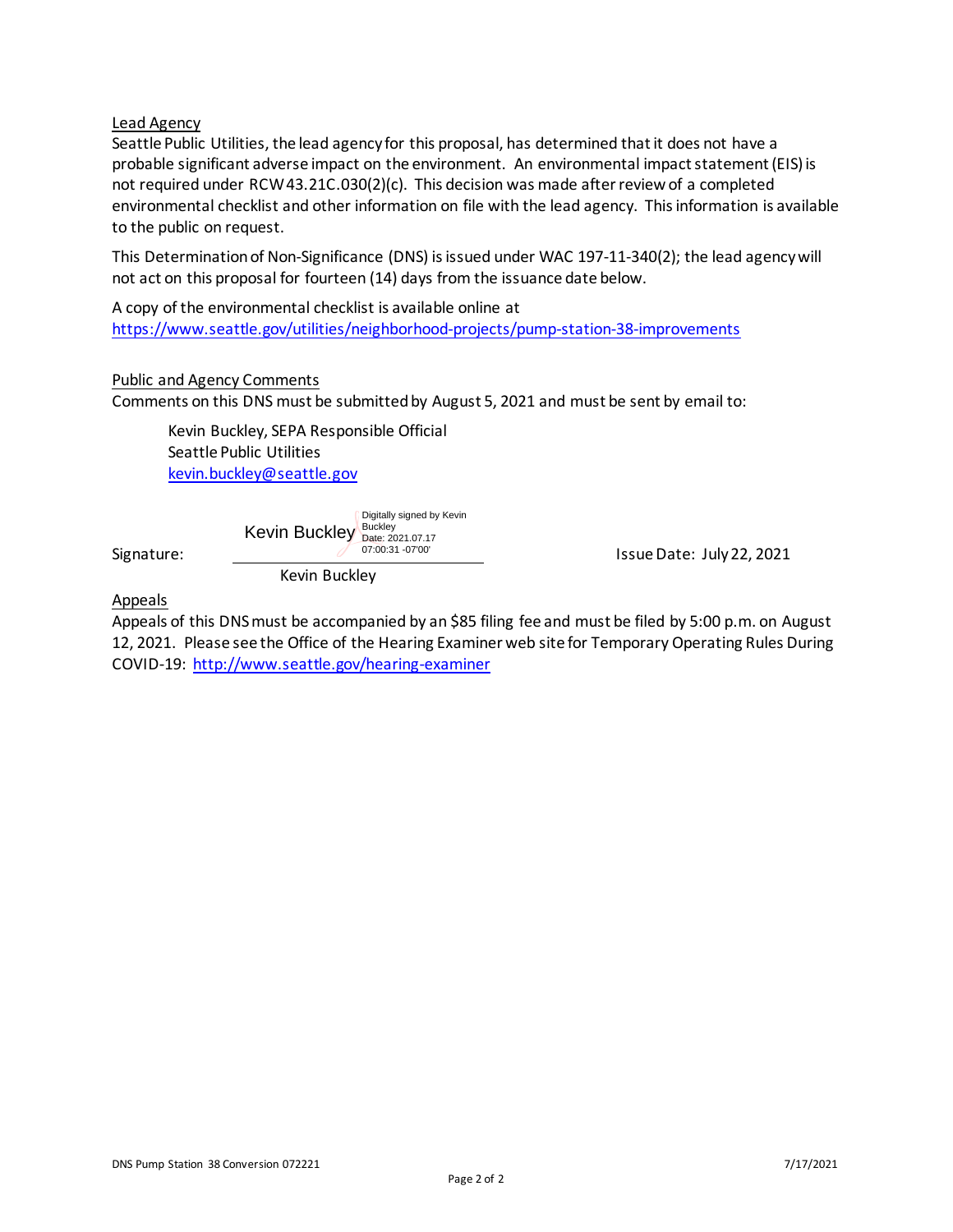Lead Agency

Seattle Public Utilities, the lead agency for this proposal, has determined that it does not have a probable significant adverse impact on the environment. An environmental impact statement (EIS) is not required under RCW 43.21C.030(2)(c). This decision was made after review of a completed environmental checklist and other information on file with the lead agency. This information is available to the public on request.

This Determination of Non-Significance (DNS) is issued under WAC 197-11-340(2); the lead agency will not act on this proposal for fourteen (14) days from the issuance date below.

A copy of the environmental checklist is available online at https://www.seattle.gov/utilities/neighborhood-projects/pump-station-38-improvements

Public and Agency Comments

Comments on this DNS must be submitted by August 5, 2021 and must be sent by email to:

> Kevin Buckley, SEPA Responsible Official
> Seattle Public Utilities
> kevin.buckley@seattle.gov

Signature: Kevin Buckley (Digitally signed by Kevin Buckley Date: 2021.07.17 07:00:31 -07'00')
Kevin Buckley

Issue Date: July 22, 2021

Appeals

Appeals of this DNS must be accompanied by an $85 filing fee and must be filed by 5:00 p.m. on August 12, 2021. Please see the Office of the Hearing Examiner web site for Temporary Operating Rules During COVID-19: http://www.seattle.gov/hearing-examiner